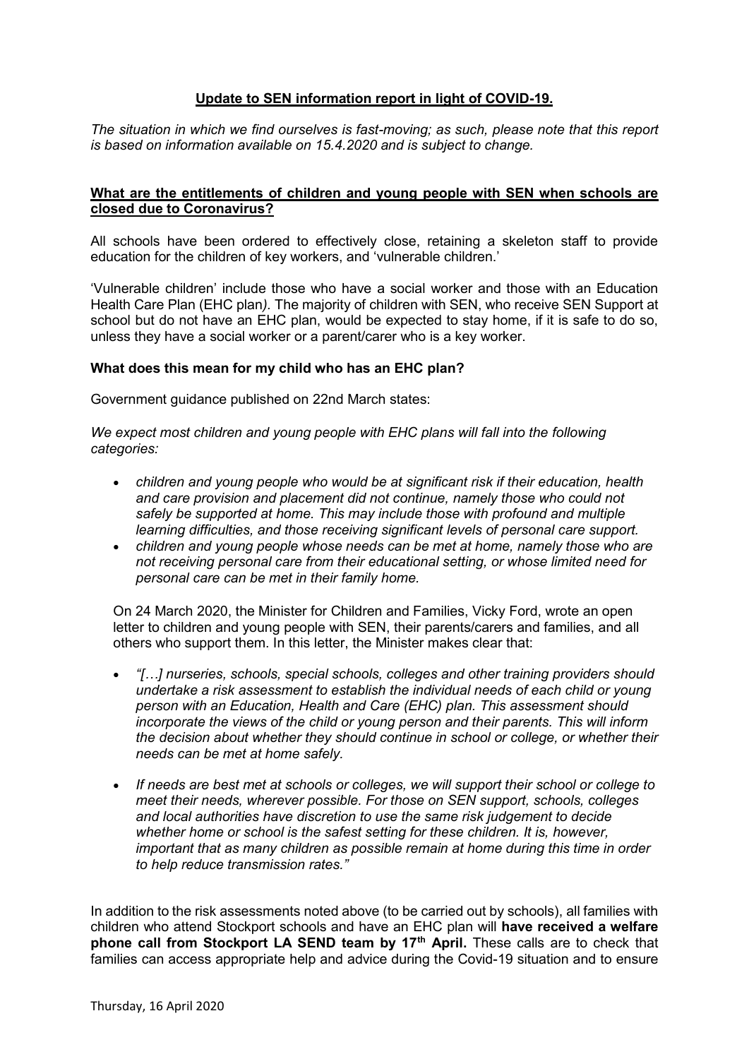## Update to SEN information report in light of COVID-19.

*The situation in which we find ourselves is fast-moving; as such, please note that this report is based on information available on 15.4.2020 and is subject to change.*

### What are the entitlements of children and young people with SEN when schools are closed due to Coronavirus?

All schools have been ordered to effectively close, retaining a skeleton staff to provide education for the children of key workers, and 'vulnerable children.'

'Vulnerable children' include those who have a social worker and those with an Education Health Care Plan (EHC plan*).* The majority of children with SEN, who receive SEN Support at school but do not have an EHC plan, would be expected to stay home, if it is safe to do so, unless they have a social worker or a parent/carer who is a key worker.

#### What does this mean for my child who has an EHC plan?

Government guidance published on 22nd March states:

*We expect most children and young people with EHC plans will fall into the following categories:*

- *children and young people who would be at significant risk if their education, health and care provision and placement did not continue, namely those who could not safely be supported at home. This may include those with profound and multiple learning difficulties, and those receiving significant levels of personal care support.*
- *children and young people whose needs can be met at home, namely those who are not receiving personal care from their educational setting, or whose limited need for personal care can be met in their family home.*

On 24 March 2020, the Minister for Children and Families, Vicky Ford, wrote an open letter to children and young people with SEN, their parents/carers and families, and all others who support them. In this letter, the Minister makes clear that:

- *"[…] nurseries, schools, special schools, colleges and other training providers should undertake a risk assessment to establish the individual needs of each child or young person with an Education, Health and Care (EHC) plan. This assessment should incorporate the views of the child or young person and their parents. This will inform the decision about whether they should continue in school or college, or whether their needs can be met at home safely.*
- *If needs are best met at schools or colleges, we will support their school or college to meet their needs, wherever possible. For those on SEN support, schools, colleges and local authorities have discretion to use the same risk judgement to decide whether home or school is the safest setting for these children. It is, however, important that as many children as possible remain at home during this time in order to help reduce transmission rates."*

In addition to the risk assessments noted above (to be carried out by schools), all families with children who attend Stockport schools and have an EHC plan will **have received a welfare phone call from Stockport LA SEND team by 17th April.** These calls are to check that families can access appropriate help and advice during the Covid-19 situation and to ensure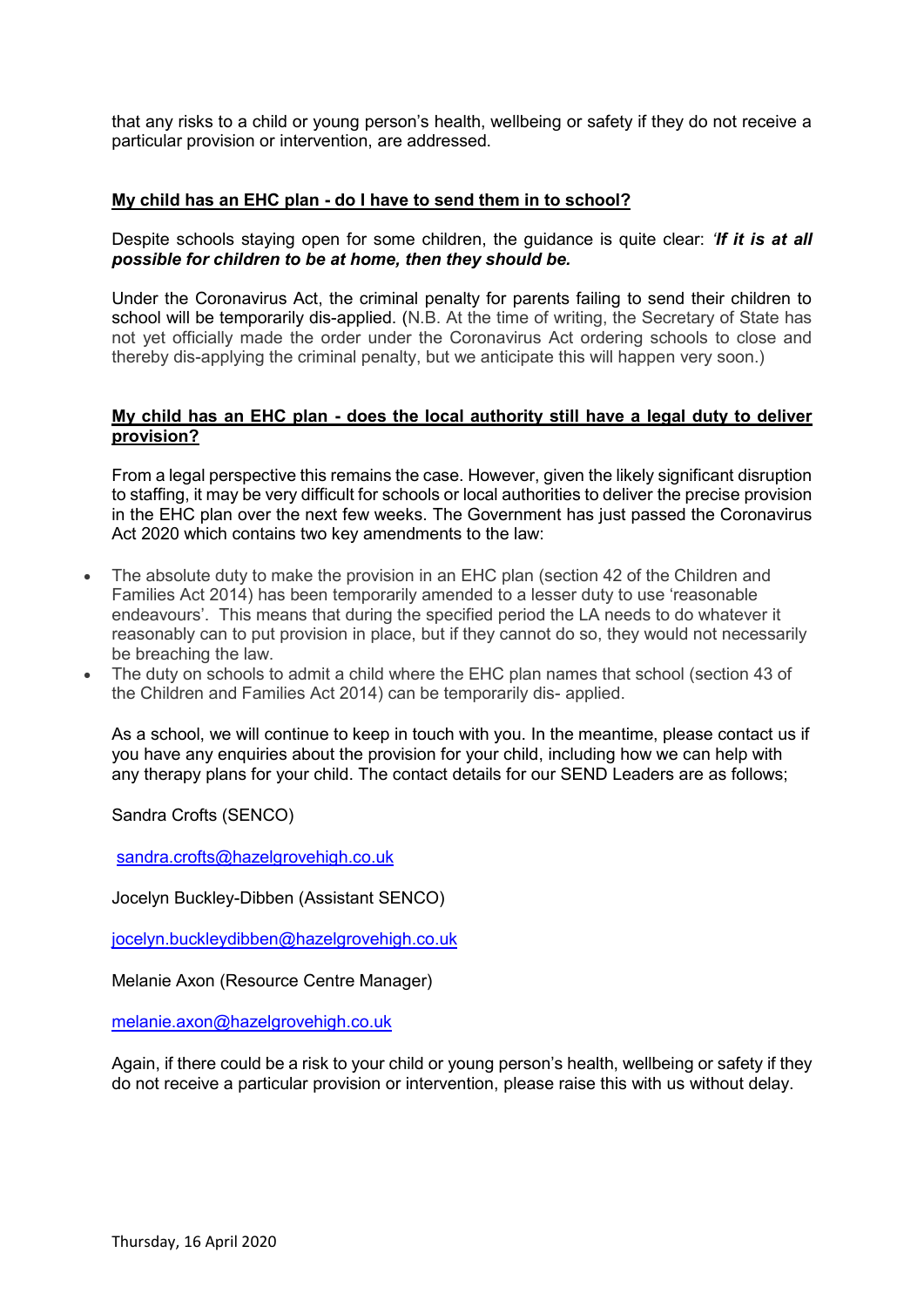that any risks to a child or young person's health, wellbeing or safety if they do not receive a particular provision or intervention, are addressed.

**My child has an EHC plan - do I have to send them in to school?**

Despite schools staying open for some children, the guidance is quite clear: *'**If it is at all possible for children to be at home, then they should be.***

Under the Coronavirus Act, the criminal penalty for parents failing to send their children to school will be temporarily dis-applied. (N.B. At the time of writing, the Secretary of State has not yet officially made the order under the Coronavirus Act ordering schools to close and thereby dis-applying the criminal penalty, but we anticipate this will happen very soon.)

**My child has an EHC plan - does the local authority still have a legal duty to deliver provision?**

From a legal perspective this remains the case. However, given the likely significant disruption to staffing, it may be very difficult for schools or local authorities to deliver the precise provision in the EHC plan over the next few weeks. The Government has just passed the Coronavirus Act 2020 which contains two key amendments to the law:

- The absolute duty to make the provision in an EHC plan (section 42 of the Children and Families Act 2014) has been temporarily amended to a lesser duty to use 'reasonable endeavours'. This means that during the specified period the LA needs to do whatever it reasonably can to put provision in place, but if they cannot do so, they would not necessarily be breaching the law.
- The duty on schools to admit a child where the EHC plan names that school (section 43 of the Children and Families Act 2014) can be temporarily dis- applied.

As a school, we will continue to keep in touch with you. In the meantime, please contact us if you have any enquiries about the provision for your child, including how we can help with any therapy plans for your child. The contact details for our SEND Leaders are as follows;

Sandra Crofts (SENCO)

sandra.crofts@hazelgrovehigh.co.uk

Jocelyn Buckley-Dibben (Assistant SENCO)

jocelyn.buckleydibben@hazelgrovehigh.co.uk

Melanie Axon (Resource Centre Manager)

melanie.axon@hazelgrovehigh.co.uk

Again, if there could be a risk to your child or young person's health, wellbeing or safety if they do not receive a particular provision or intervention, please raise this with us without delay.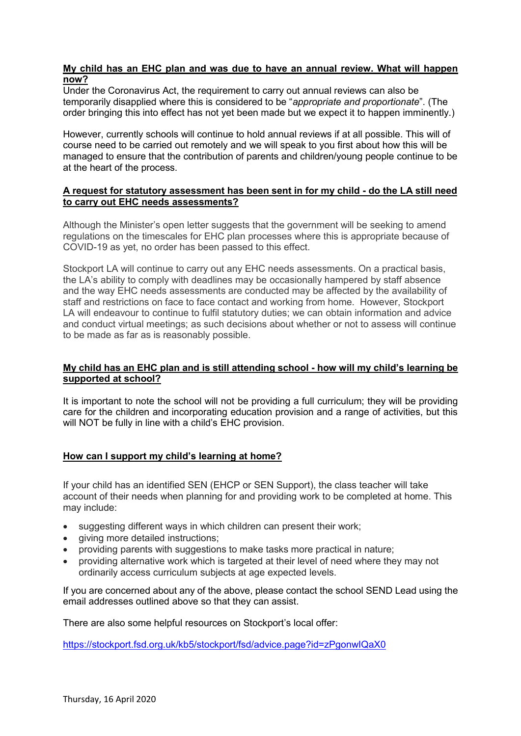**My child has an EHC plan and was due to have an annual review. What will happen now?**

Under the Coronavirus Act, the requirement to carry out annual reviews can also be temporarily disapplied where this is considered to be "*appropriate and proportionate*". (The order bringing this into effect has not yet been made but we expect it to happen imminently.)

However, currently schools will continue to hold annual reviews if at all possible. This will of course need to be carried out remotely and we will speak to you first about how this will be managed to ensure that the contribution of parents and children/young people continue to be at the heart of the process.

**A request for statutory assessment has been sent in for my child - do the LA still need to carry out EHC needs assessments?**

Although the Minister's open letter suggests that the government will be seeking to amend regulations on the timescales for EHC plan processes where this is appropriate because of COVID-19 as yet, no order has been passed to this effect.

Stockport LA will continue to carry out any EHC needs assessments. On a practical basis, the LA's ability to comply with deadlines may be occasionally hampered by staff absence and the way EHC needs assessments are conducted may be affected by the availability of staff and restrictions on face to face contact and working from home. However, Stockport LA will endeavour to continue to fulfil statutory duties; we can obtain information and advice and conduct virtual meetings; as such decisions about whether or not to assess will continue to be made as far as is reasonably possible.

**My child has an EHC plan and is still attending school - how will my child's learning be supported at school?**

It is important to note the school will not be providing a full curriculum; they will be providing care for the children and incorporating education provision and a range of activities, but this will NOT be fully in line with a child's EHC provision.

**How can I support my child's learning at home?**

If your child has an identified SEN (EHCP or SEN Support), the class teacher will take account of their needs when planning for and providing work to be completed at home. This may include:

- suggesting different ways in which children can present their work;
- giving more detailed instructions;
- providing parents with suggestions to make tasks more practical in nature;
- providing alternative work which is targeted at their level of need where they may not ordinarily access curriculum subjects at age expected levels.

If you are concerned about any of the above, please contact the school SEND Lead using the email addresses outlined above so that they can assist.

There are also some helpful resources on Stockport's local offer:

https://stockport.fsd.org.uk/kb5/stockport/fsd/advice.page?id=zPgonwIQaX0

Thursday, 16 April 2020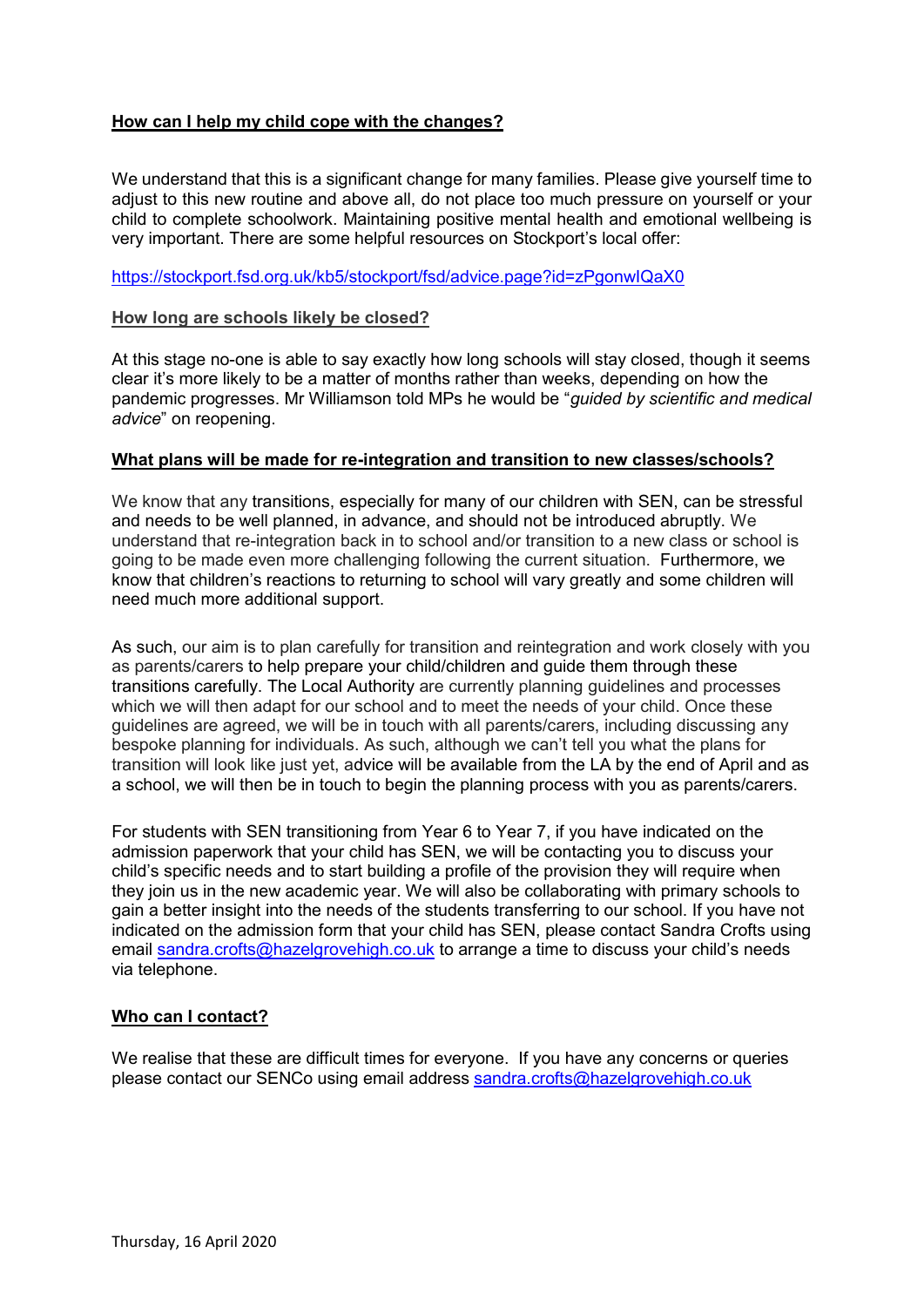**How can I help my child cope with the changes?**

We understand that this is a significant change for many families. Please give yourself time to adjust to this new routine and above all, do not place too much pressure on yourself or your child to complete schoolwork. Maintaining positive mental health and emotional wellbeing is very important. There are some helpful resources on Stockport's local offer:

https://stockport.fsd.org.uk/kb5/stockport/fsd/advice.page?id=zPgonwIQaX0

**How long are schools likely be closed?**

At this stage no-one is able to say exactly how long schools will stay closed, though it seems clear it's more likely to be a matter of months rather than weeks, depending on how the pandemic progresses. Mr Williamson told MPs he would be "*guided by scientific and medical advice*" on reopening.

**What plans will be made for re-integration and transition to new classes/schools?**

We know that any transitions, especially for many of our children with SEN, can be stressful and needs to be well planned, in advance, and should not be introduced abruptly. We understand that re-integration back in to school and/or transition to a new class or school is going to be made even more challenging following the current situation. Furthermore, we know that children's reactions to returning to school will vary greatly and some children will need much more additional support.

As such, our aim is to plan carefully for transition and reintegration and work closely with you as parents/carers to help prepare your child/children and guide them through these transitions carefully. The Local Authority are currently planning guidelines and processes which we will then adapt for our school and to meet the needs of your child. Once these guidelines are agreed, we will be in touch with all parents/carers, including discussing any bespoke planning for individuals. As such, although we can't tell you what the plans for transition will look like just yet, advice will be available from the LA by the end of April and as a school, we will then be in touch to begin the planning process with you as parents/carers.

For students with SEN transitioning from Year 6 to Year 7, if you have indicated on the admission paperwork that your child has SEN, we will be contacting you to discuss your child's specific needs and to start building a profile of the provision they will require when they join us in the new academic year. We will also be collaborating with primary schools to gain a better insight into the needs of the students transferring to our school. If you have not indicated on the admission form that your child has SEN, please contact Sandra Crofts using email sandra.crofts@hazelgrovehigh.co.uk to arrange a time to discuss your child's needs via telephone.

**Who can I contact?**

We realise that these are difficult times for everyone. If you have any concerns or queries please contact our SENCo using email address sandra.crofts@hazelgrovehigh.co.uk

Thursday, 16 April 2020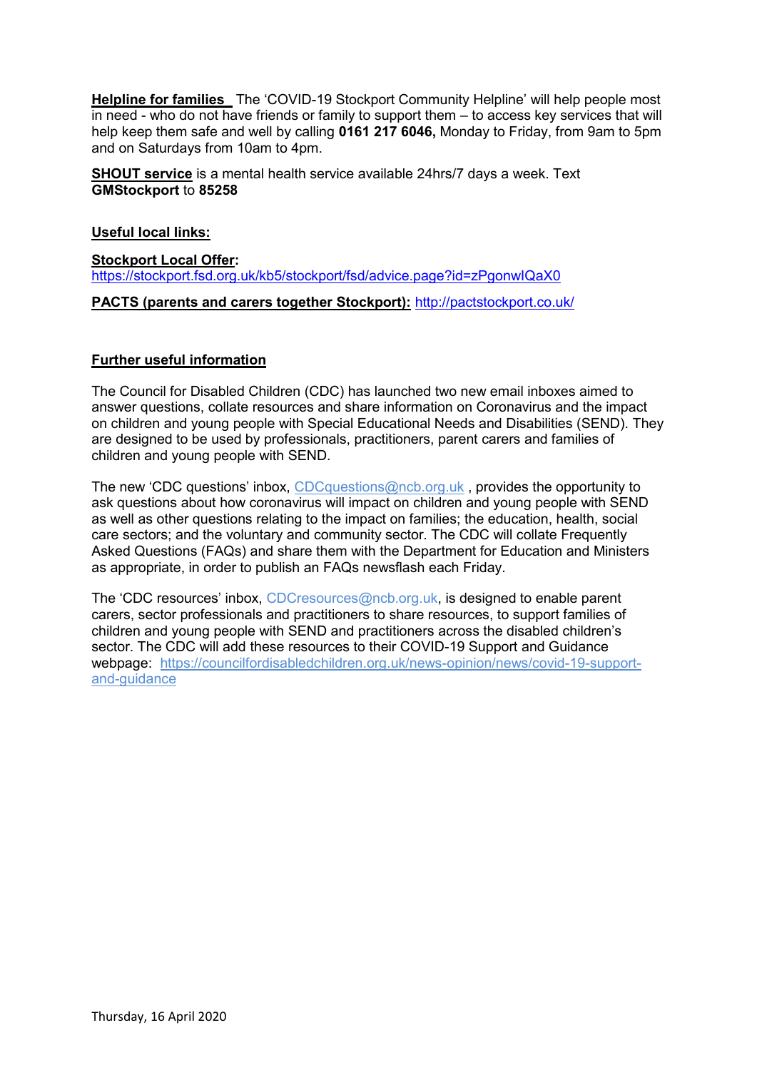**Helpline for families** The 'COVID-19 Stockport Community Helpline' will help people most in need - who do not have friends or family to support them – to access key services that will help keep them safe and well by calling **0161 217 6046,** Monday to Friday, from 9am to 5pm and on Saturdays from 10am to 4pm.

**SHOUT service** is a mental health service available 24hrs/7 days a week. Text **GMStockport** to **85258**

**Useful local links:**

**Stockport Local Offer:**
https://stockport.fsd.org.uk/kb5/stockport/fsd/advice.page?id=zPgonwIQaX0

**PACTS (parents and carers together Stockport):** http://pactstockport.co.uk/

**Further useful information**

The Council for Disabled Children (CDC) has launched two new email inboxes aimed to answer questions, collate resources and share information on Coronavirus and the impact on children and young people with Special Educational Needs and Disabilities (SEND). They are designed to be used by professionals, practitioners, parent carers and families of children and young people with SEND.

The new 'CDC questions' inbox, CDCquestions@ncb.org.uk , provides the opportunity to ask questions about how coronavirus will impact on children and young people with SEND as well as other questions relating to the impact on families; the education, health, social care sectors; and the voluntary and community sector. The CDC will collate Frequently Asked Questions (FAQs) and share them with the Department for Education and Ministers as appropriate, in order to publish an FAQs newsflash each Friday.

The 'CDC resources' inbox, CDCresources@ncb.org.uk, is designed to enable parent carers, sector professionals and practitioners to share resources, to support families of children and young people with SEND and practitioners across the disabled children's sector. The CDC will add these resources to their COVID-19 Support and Guidance webpage: https://councilfordisabledchildren.org.uk/news-opinion/news/covid-19-support-and-guidance